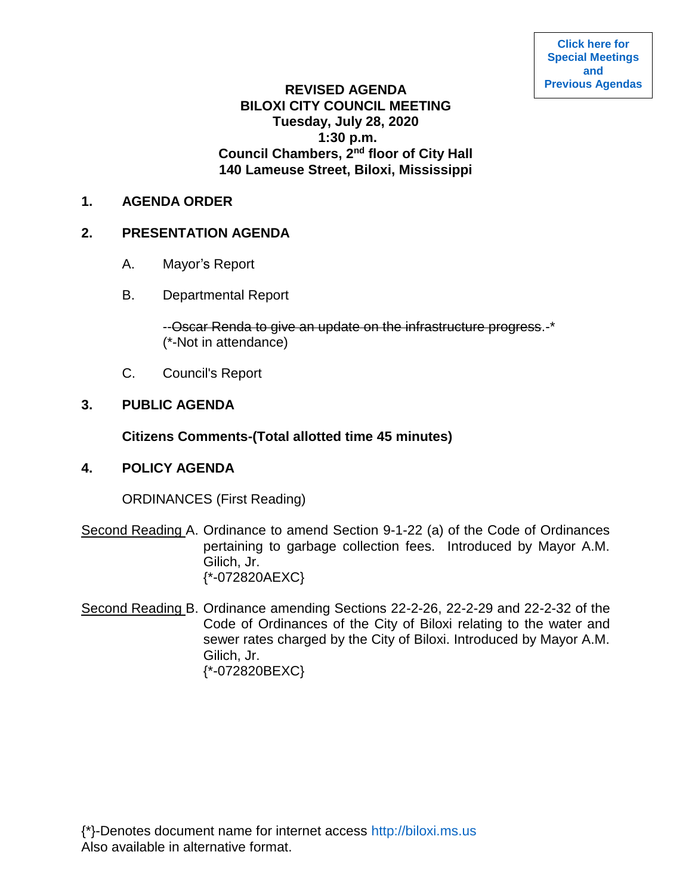Click here for Special Meetings and Previous Agendas

# REVISED AGENDA
# BILOXI CITY COUNCIL MEETING
## Tuesday, July 28, 2020
## 1:30 p.m.
## Council Chambers, 2nd floor of City Hall
## 140 Lameuse Street, Biloxi, Mississippi

**1. AGENDA ORDER**

**2. PRESENTATION AGENDA**

A. Mayor's Report

B. Departmental Report

--~~Oscar Renda to give an update on the infrastructure progress~~.-*
(*-Not in attendance)

C. Council's Report

**3. PUBLIC AGENDA**

**Citizens Comments-(Total allotted time 45 minutes)**

**4. POLICY AGENDA**

ORDINANCES (First Reading)

<u>Second Reading</u> A. Ordinance to amend Section 9-1-22 (a) of the Code of Ordinances pertaining to garbage collection fees. Introduced by Mayor A.M. Gilich, Jr.
{*-072820AEXC}

<u>Second Reading</u> B. Ordinance amending Sections 22-2-26, 22-2-29 and 22-2-32 of the Code of Ordinances of the City of Biloxi relating to the water and sewer rates charged by the City of Biloxi. Introduced by Mayor A.M. Gilich, Jr.
{*-072820BEXC}

{*}-Denotes document name for internet access http://biloxi.ms.us
Also available in alternative format.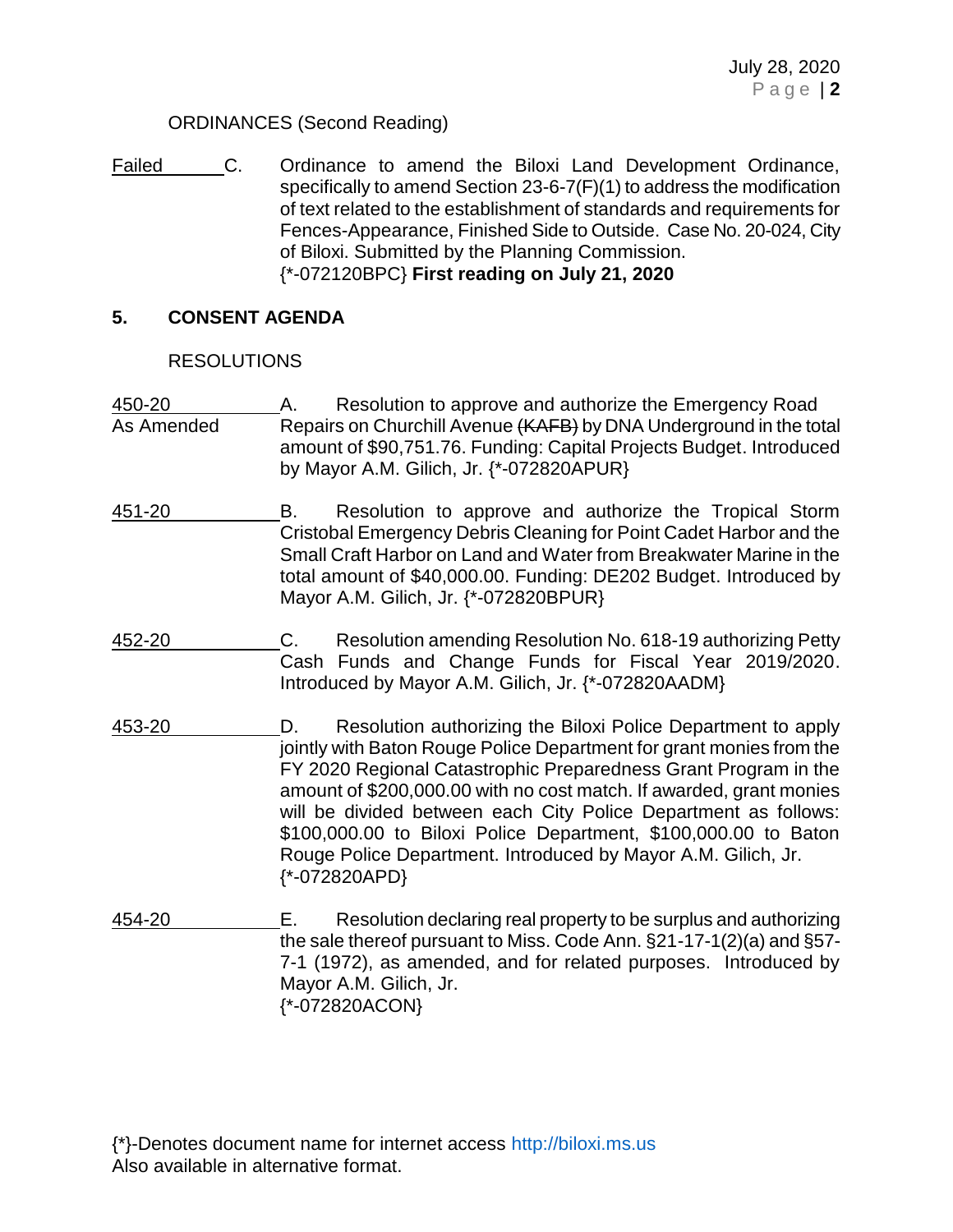ORDINANCES (Second Reading)

Failed C. Ordinance to amend the Biloxi Land Development Ordinance, specifically to amend Section 23-6-7(F)(1) to address the modification of text related to the establishment of standards and requirements for Fences-Appearance, Finished Side to Outside. Case No. 20-024, City of Biloxi. Submitted by the Planning Commission. {*-072120BPC} **First reading on July 21, 2020**

## 5. CONSENT AGENDA

RESOLUTIONS

450-20
As Amended A. Resolution to approve and authorize the Emergency Road Repairs on Churchill Avenue ~~(KAFB)~~ by DNA Underground in the total amount of $90,751.76. Funding: Capital Projects Budget. Introduced by Mayor A.M. Gilich, Jr. {*-072820APUR}

451-20 B. Resolution to approve and authorize the Tropical Storm Cristobal Emergency Debris Cleaning for Point Cadet Harbor and the Small Craft Harbor on Land and Water from Breakwater Marine in the total amount of $40,000.00. Funding: DE202 Budget. Introduced by Mayor A.M. Gilich, Jr. {*-072820BPUR}

452-20 C. Resolution amending Resolution No. 618-19 authorizing Petty Cash Funds and Change Funds for Fiscal Year 2019/2020. Introduced by Mayor A.M. Gilich, Jr. {*-072820AADM}

453-20 D. Resolution authorizing the Biloxi Police Department to apply jointly with Baton Rouge Police Department for grant monies from the FY 2020 Regional Catastrophic Preparedness Grant Program in the amount of $200,000.00 with no cost match. If awarded, grant monies will be divided between each City Police Department as follows: $100,000.00 to Biloxi Police Department, $100,000.00 to Baton Rouge Police Department. Introduced by Mayor A.M. Gilich, Jr. {*-072820APD}

454-20 E. Resolution declaring real property to be surplus and authorizing the sale thereof pursuant to Miss. Code Ann. §21-17-1(2)(a) and §57-7-1 (1972), as amended, and for related purposes. Introduced by Mayor A.M. Gilich, Jr.
{*-072820ACON}

{*}-Denotes document name for internet access http://biloxi.ms.us
Also available in alternative format.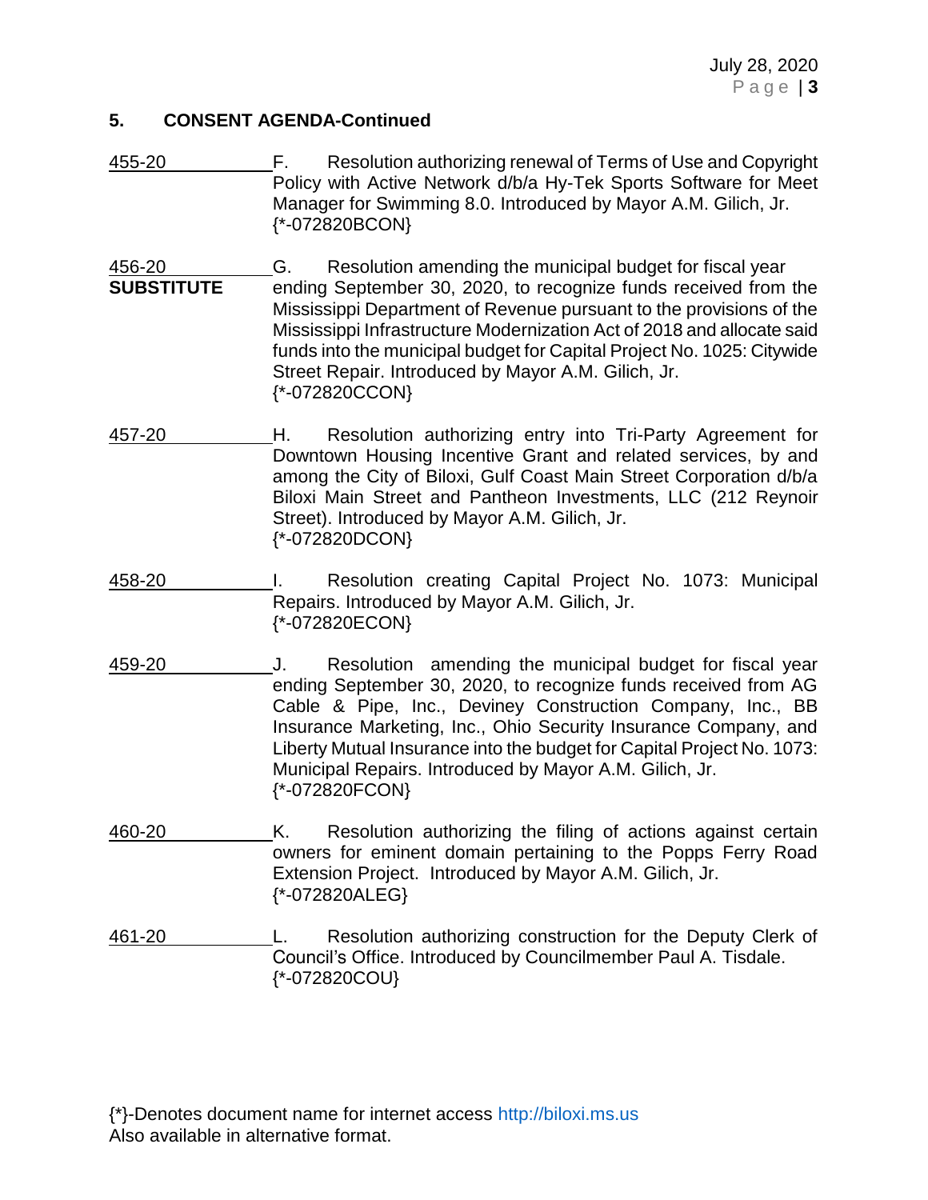## 5. CONSENT AGENDA-Continued

455-20 F. Resolution authorizing renewal of Terms of Use and Copyright Policy with Active Network d/b/a Hy-Tek Sports Software for Meet Manager for Swimming 8.0. Introduced by Mayor A.M. Gilich, Jr. {*-072820BCON}

456-20 **SUBSTITUTE** G. Resolution amending the municipal budget for fiscal year ending September 30, 2020, to recognize funds received from the Mississippi Department of Revenue pursuant to the provisions of the Mississippi Infrastructure Modernization Act of 2018 and allocate said funds into the municipal budget for Capital Project No. 1025: Citywide Street Repair. Introduced by Mayor A.M. Gilich, Jr. {*-072820CCON}

457-20 H. Resolution authorizing entry into Tri-Party Agreement for Downtown Housing Incentive Grant and related services, by and among the City of Biloxi, Gulf Coast Main Street Corporation d/b/a Biloxi Main Street and Pantheon Investments, LLC (212 Reynoir Street). Introduced by Mayor A.M. Gilich, Jr. {*-072820DCON}

458-20 I. Resolution creating Capital Project No. 1073: Municipal Repairs. Introduced by Mayor A.M. Gilich, Jr. {*-072820ECON}

459-20 J. Resolution amending the municipal budget for fiscal year ending September 30, 2020, to recognize funds received from AG Cable & Pipe, Inc., Deviney Construction Company, Inc., BB Insurance Marketing, Inc., Ohio Security Insurance Company, and Liberty Mutual Insurance into the budget for Capital Project No. 1073: Municipal Repairs. Introduced by Mayor A.M. Gilich, Jr. {*-072820FCON}

460-20 K. Resolution authorizing the filing of actions against certain owners for eminent domain pertaining to the Popps Ferry Road Extension Project. Introduced by Mayor A.M. Gilich, Jr. {*-072820ALEG}

461-20 L. Resolution authorizing construction for the Deputy Clerk of Council's Office. Introduced by Councilmember Paul A. Tisdale. {*-072820COU}

{*}-Denotes document name for internet access http://biloxi.ms.us
Also available in alternative format.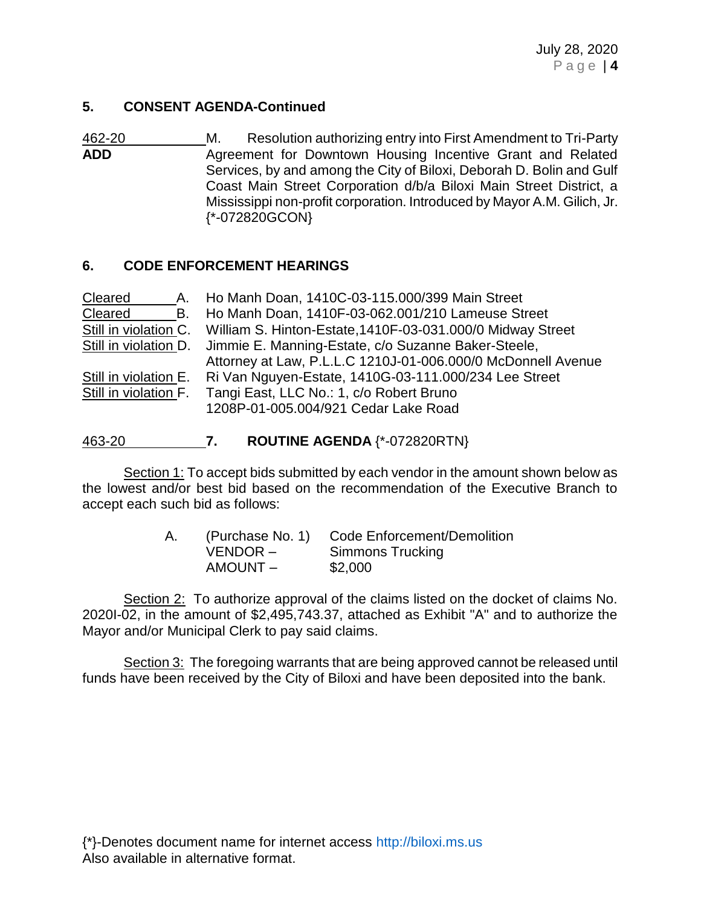## 5. CONSENT AGENDA-Continued

462-20
**ADD**

M. Resolution authorizing entry into First Amendment to Tri-Party Agreement for Downtown Housing Incentive Grant and Related Services, by and among the City of Biloxi, Deborah D. Bolin and Gulf Coast Main Street Corporation d/b/a Biloxi Main Street District, a Mississippi non-profit corporation. Introduced by Mayor A.M. Gilich, Jr. {*-072820GCON}

## 6. CODE ENFORCEMENT HEARINGS

| | | |
|---|---|---|
| Cleared | A. | Ho Manh Doan, 1410C-03-115.000/399 Main Street |
| Cleared | B. | Ho Manh Doan, 1410F-03-062.001/210 Lameuse Street |
| Still in violation | C. | William S. Hinton-Estate,1410F-03-031.000/0 Midway Street |
| Still in violation | D. | Jimmie E. Manning-Estate, c/o Suzanne Baker-Steele, Attorney at Law, P.L.L.C 1210J-01-006.000/0 McDonnell Avenue |
| Still in violation | E. | Ri Van Nguyen-Estate, 1410G-03-111.000/234 Lee Street |
| Still in violation | F. | Tangi East, LLC No.: 1, c/o Robert Bruno 1208P-01-005.004/921 Cedar Lake Road |

463-20 **7. ROUTINE AGENDA** {*-072820RTN}

Section 1: To accept bids submitted by each vendor in the amount shown below as the lowest and/or best bid based on the recommendation of the Executive Branch to accept each such bid as follows:

A. (Purchase No. 1) Code Enforcement/Demolition
VENDOR – Simmons Trucking
AMOUNT – $2,000

Section 2: To authorize approval of the claims listed on the docket of claims No. 2020I-02, in the amount of $2,495,743.37, attached as Exhibit "A" and to authorize the Mayor and/or Municipal Clerk to pay said claims.

Section 3: The foregoing warrants that are being approved cannot be released until funds have been received by the City of Biloxi and have been deposited into the bank.

{*}-Denotes document name for internet access http://biloxi.ms.us
Also available in alternative format.